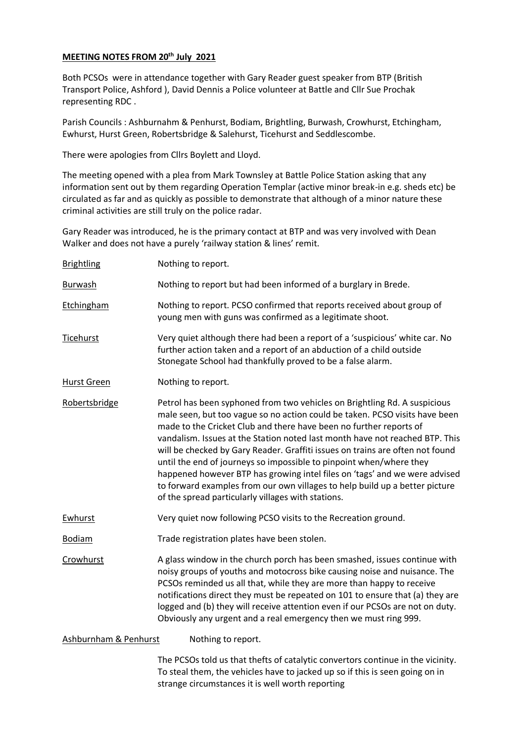**MEETING NOTES FROM 20th July 2021**

Both PCSOs were in attendance together with Gary Reader guest speaker from BTP (British Transport Police, Ashford ), David Dennis a Police volunteer at Battle and Cllr Sue Prochak representing RDC .

Parish Councils : Ashburnahm & Penhurst, Bodiam, Brightling, Burwash, Crowhurst, Etchingham, Ewhurst, Hurst Green, Robertsbridge & Salehurst, Ticehurst and Seddlescombe.

There were apologies from Cllrs Boylett and Lloyd.

The meeting opened with a plea from Mark Townsley at Battle Police Station asking that any information sent out by them regarding Operation Templar (active minor break-in e.g. sheds etc) be circulated as far and as quickly as possible to demonstrate that although of a minor nature these criminal activities are still truly on the police radar.

Gary Reader was introduced, he is the primary contact at BTP and was very involved with Dean Walker and does not have a purely 'railway station & lines' remit.

<u>Brightling</u> Nothing to report.

<u>Burwash</u> Nothing to report but had been informed of a burglary in Brede.

<u>Etchingham</u> Nothing to report. PCSO confirmed that reports received about group of young men with guns was confirmed as a legitimate shoot.

<u>Ticehurst</u> Very quiet although there had been a report of a 'suspicious' white car. No further action taken and a report of an abduction of a child outside Stonegate School had thankfully proved to be a false alarm.

<u>Hurst Green</u> Nothing to report.

<u>Robertsbridge</u> Petrol has been syphoned from two vehicles on Brightling Rd. A suspicious male seen, but too vague so no action could be taken. PCSO visits have been made to the Cricket Club and there have been no further reports of vandalism. Issues at the Station noted last month have not reached BTP. This will be checked by Gary Reader. Graffiti issues on trains are often not found until the end of journeys so impossible to pinpoint when/where they happened however BTP has growing intel files on 'tags' and we were advised to forward examples from our own villages to help build up a better picture of the spread particularly villages with stations.

<u>Ewhurst</u> Very quiet now following PCSO visits to the Recreation ground.

<u>Bodiam</u> Trade registration plates have been stolen.

<u>Crowhurst</u> A glass window in the church porch has been smashed, issues continue with noisy groups of youths and motocross bike causing noise and nuisance. The PCSOs reminded us all that, while they are more than happy to receive notifications direct they must be repeated on 101 to ensure that (a) they are logged and (b) they will receive attention even if our PCSOs are not on duty. Obviously any urgent and a real emergency then we must ring 999.

<u>Ashburnham & Penhurst</u> Nothing to report.

The PCSOs told us that thefts of catalytic convertors continue in the vicinity. To steal them, the vehicles have to jacked up so if this is seen going on in strange circumstances it is well worth reporting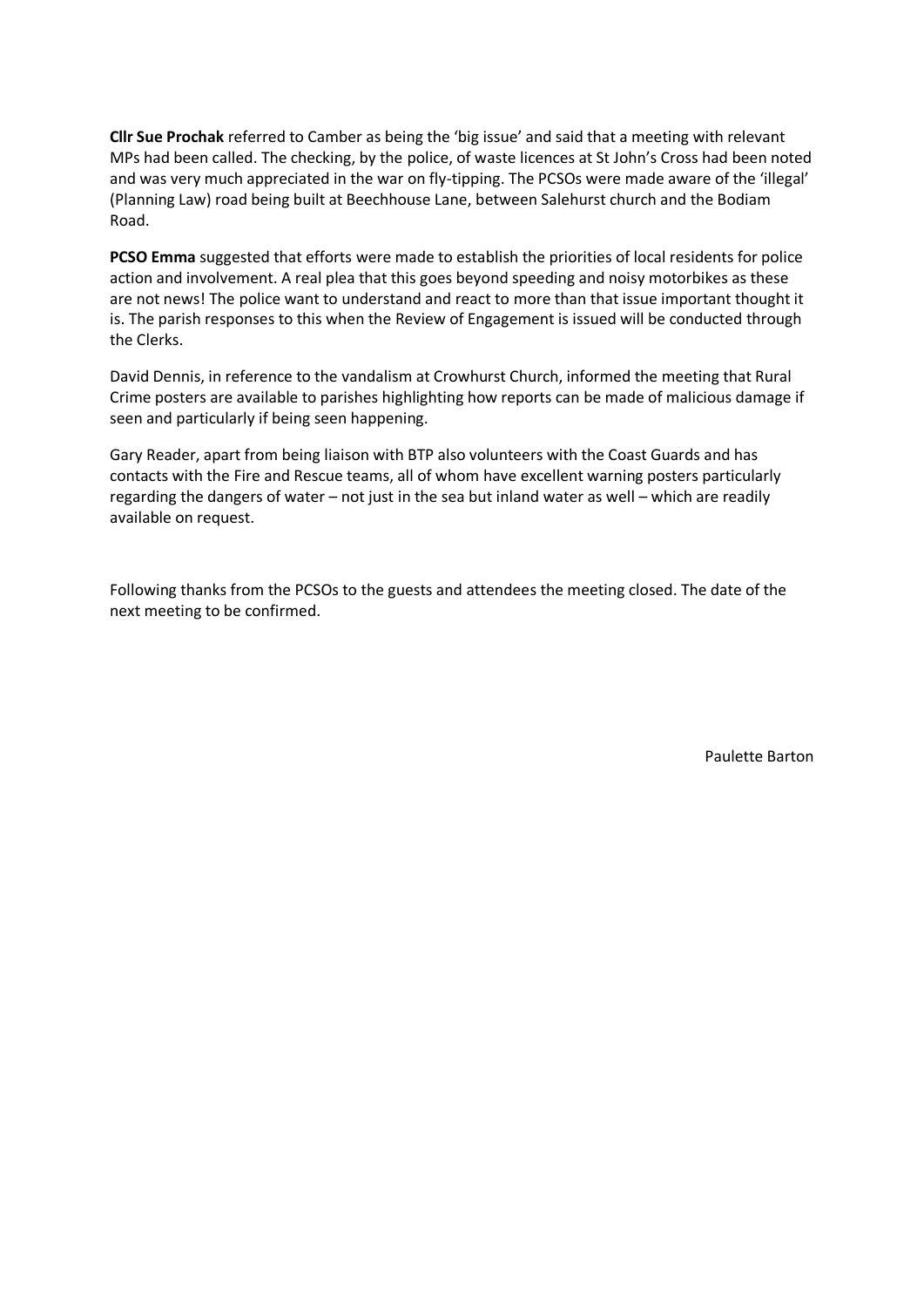**Cllr Sue Prochak** referred to Camber as being the 'big issue' and said that a meeting with relevant MPs had been called. The checking, by the police, of waste licences at St John's Cross had been noted and was very much appreciated in the war on fly-tipping. The PCSOs were made aware of the 'illegal' (Planning Law) road being built at Beechhouse Lane, between Salehurst church and the Bodiam Road.

**PCSO Emma** suggested that efforts were made to establish the priorities of local residents for police action and involvement. A real plea that this goes beyond speeding and noisy motorbikes as these are not news! The police want to understand and react to more than that issue important thought it is. The parish responses to this when the Review of Engagement is issued will be conducted through the Clerks.

David Dennis, in reference to the vandalism at Crowhurst Church, informed the meeting that Rural Crime posters are available to parishes highlighting how reports can be made of malicious damage if seen and particularly if being seen happening.

Gary Reader, apart from being liaison with BTP also volunteers with the Coast Guards and has contacts with the Fire and Rescue teams, all of whom have excellent warning posters particularly regarding the dangers of water – not just in the sea but inland water as well – which are readily available on request.

Following thanks from the PCSOs to the guests and attendees the meeting closed. The date of the next meeting to be confirmed.

Paulette Barton